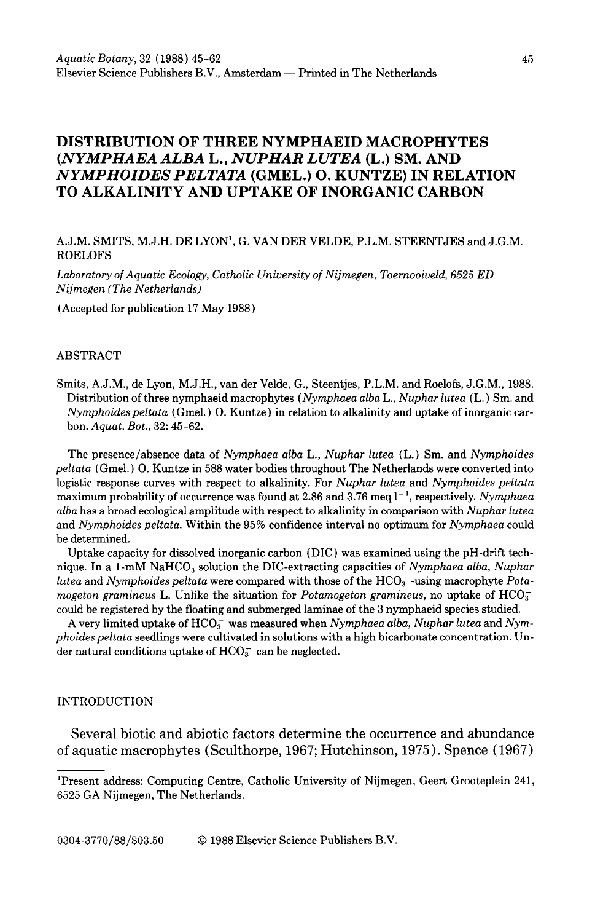# DISTRIBUTION OF THREE NYMPHAEID MACROPHYTES (*NYMPHAEA ALBA* L., *NUPHAR LUTEA* (L.) SM. AND *NYMPHOIDES PELTATA* (GMEL.) O. KUNTZE) IN RELATION TO ALKALINITY AND UPTAKE OF INORGANIC CARBON

A.J.M. SMITS, M.J.H. DE LYON[1], G. VAN DER VELDE, P.L.M. STEENTJES and J.G.M. ROELOFS

*Laboratory of Aquatic Ecology, Catholic University of Nijmegen, Toernooiveld, 6525 ED Nijmegen (The Netherlands)*

(Accepted for publication 17 May 1988)

## ABSTRACT

Smits, A.J.M., de Lyon, M.J.H., van der Velde, G., Steentjes, P.L.M. and Roelofs, J.G.M., 1988. Distribution of three nymphaeid macrophytes (*Nymphaea alba* L., *Nuphar lutea* (L.) Sm. and *Nymphoides peltata* (Gmel.) O. Kuntze) in relation to alkalinity and uptake of inorganic carbon. *Aquat. Bot.*, 32: 45–62.

The presence/absence data of *Nymphaea alba* L., *Nuphar lutea* (L.) Sm. and *Nymphoides peltata* (Gmel.) O. Kuntze in 588 water bodies throughout The Netherlands were converted into logistic response curves with respect to alkalinity. For *Nuphar lutea* and *Nymphoides peltata* maximum probability of occurrence was found at 2.86 and 3.76 meq $l^{-1}$, respectively. *Nymphaea alba* has a broad ecological amplitude with respect to alkalinity in comparison with *Nuphar lutea* and *Nymphoides peltata*. Within the 95% confidence interval no optimum for *Nymphaea* could be determined.

Uptake capacity for dissolved inorganic carbon (DIC) was examined using the pH-drift technique. In a 1-mM $NaHCO_3$ solution the DIC-extracting capacities of *Nymphaea alba*, *Nuphar lutea* and *Nymphoides peltata* were compared with those of the $HCO_3^-$-using macrophyte *Potamogeton gramineus* L. Unlike the situation for *Potamogeton gramineus*, no uptake of $HCO_3^-$ could be registered by the floating and submerged laminae of the 3 nymphaeid species studied.

A very limited uptake of $HCO_3^-$ was measured when *Nymphaea alba*, *Nuphar lutea* and *Nymphoides peltata* seedlings were cultivated in solutions with a high bicarbonate concentration. Under natural conditions uptake of $HCO_3^-$ can be neglected.

## INTRODUCTION

Several biotic and abiotic factors determine the occurrence and abundance of aquatic macrophytes (Sculthorpe, 1967; Hutchinson, 1975). Spence (1967)

---

[1]Present address: Computing Centre, Catholic University of Nijmegen, Geert Grooteplein 241, 6525 GA Nijmegen, The Netherlands.

0304-3770/88/$03.50 © 1988 Elsevier Science Publishers B.V.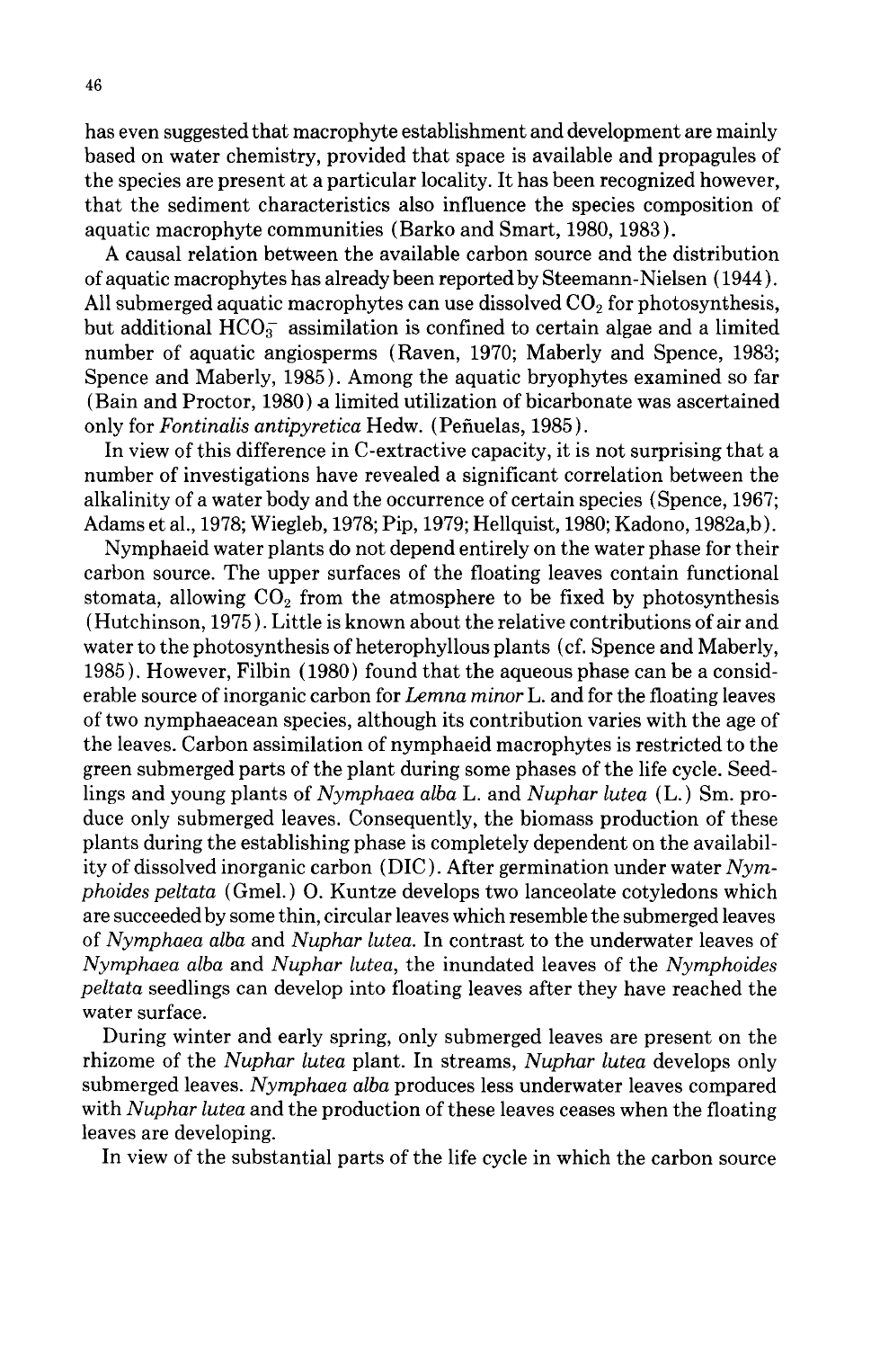has even suggested that macrophyte establishment and development are mainly based on water chemistry, provided that space is available and propagules of the species are present at a particular locality. It has been recognized however, that the sediment characteristics also influence the species composition of aquatic macrophyte communities (Barko and Smart, 1980, 1983).

A causal relation between the available carbon source and the distribution of aquatic macrophytes has already been reported by Steemann-Nielsen (1944). All submerged aquatic macrophytes can use dissolved $CO_2$ for photosynthesis, but additional $HCO_3^-$ assimilation is confined to certain algae and a limited number of aquatic angiosperms (Raven, 1970; Maberly and Spence, 1983; Spence and Maberly, 1985). Among the aquatic bryophytes examined so far (Bain and Proctor, 1980) a limited utilization of bicarbonate was ascertained only for *Fontinalis antipyretica* Hedw. (Peñuelas, 1985).

In view of this difference in C-extractive capacity, it is not surprising that a number of investigations have revealed a significant correlation between the alkalinity of a water body and the occurrence of certain species (Spence, 1967; Adams et al., 1978; Wiegleb, 1978; Pip, 1979; Hellquist, 1980; Kadono, 1982a,b).

Nymphaeid water plants do not depend entirely on the water phase for their carbon source. The upper surfaces of the floating leaves contain functional stomata, allowing $CO_2$ from the atmosphere to be fixed by photosynthesis (Hutchinson, 1975). Little is known about the relative contributions of air and water to the photosynthesis of heterophyllous plants (cf. Spence and Maberly, 1985). However, Filbin (1980) found that the aqueous phase can be a considerable source of inorganic carbon for *Lemna minor* L. and for the floating leaves of two nymphaeacean species, although its contribution varies with the age of the leaves. Carbon assimilation of nymphaeid macrophytes is restricted to the green submerged parts of the plant during some phases of the life cycle. Seedlings and young plants of *Nymphaea alba* L. and *Nuphar lutea* (L.) Sm. produce only submerged leaves. Consequently, the biomass production of these plants during the establishing phase is completely dependent on the availability of dissolved inorganic carbon (DIC). After germination under water *Nymphoides peltata* (Gmel.) O. Kuntze develops two lanceolate cotyledons which are succeeded by some thin, circular leaves which resemble the submerged leaves of *Nymphaea alba* and *Nuphar lutea*. In contrast to the underwater leaves of *Nymphaea alba* and *Nuphar lutea*, the inundated leaves of the *Nymphoides peltata* seedlings can develop into floating leaves after they have reached the water surface.

During winter and early spring, only submerged leaves are present on the rhizome of the *Nuphar lutea* plant. In streams, *Nuphar lutea* develops only submerged leaves. *Nymphaea alba* produces less underwater leaves compared with *Nuphar lutea* and the production of these leaves ceases when the floating leaves are developing.

In view of the substantial parts of the life cycle in which the carbon source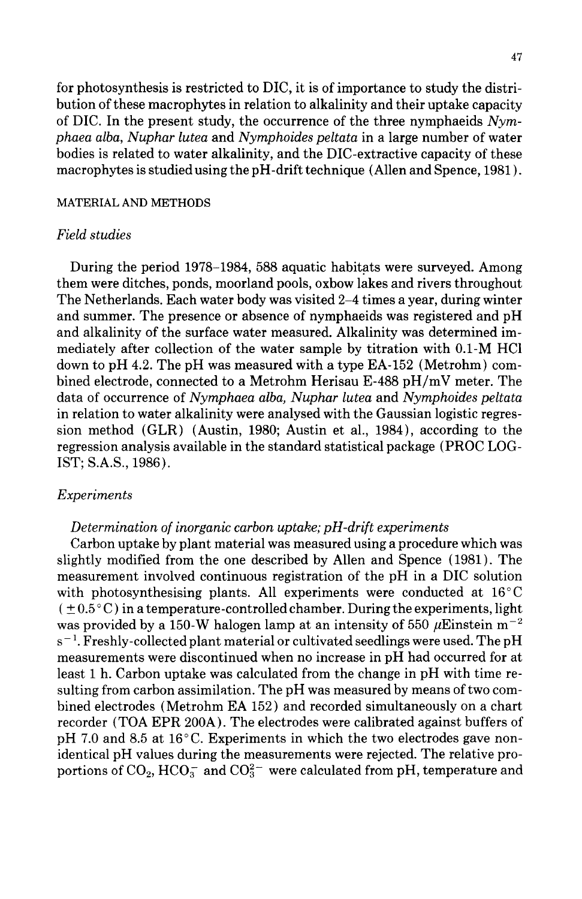for photosynthesis is restricted to DIC, it is of importance to study the distribution of these macrophytes in relation to alkalinity and their uptake capacity of DIC. In the present study, the occurrence of the three nymphaeids *Nymphaea alba*, *Nuphar lutea* and *Nymphoides peltata* in a large number of water bodies is related to water alkalinity, and the DIC-extractive capacity of these macrophytes is studied using the pH-drift technique (Allen and Spence, 1981).

## MATERIAL AND METHODS

### *Field studies*

During the period 1978–1984, 588 aquatic habitats were surveyed. Among them were ditches, ponds, moorland pools, oxbow lakes and rivers throughout The Netherlands. Each water body was visited 2–4 times a year, during winter and summer. The presence or absence of nymphaeids was registered and pH and alkalinity of the surface water measured. Alkalinity was determined immediately after collection of the water sample by titration with 0.1-M HCl down to pH 4.2. The pH was measured with a type EA-152 (Metrohm) combined electrode, connected to a Metrohm Herisau E-488 pH/mV meter. The data of occurrence of *Nymphaea alba*, *Nuphar lutea* and *Nymphoides peltata* in relation to water alkalinity were analysed with the Gaussian logistic regression method (GLR) (Austin, 1980; Austin et al., 1984), according to the regression analysis available in the standard statistical package (PROC LOGIST; S.A.S., 1986).

### *Experiments*

#### *Determination of inorganic carbon uptake; pH-drift experiments*

Carbon uptake by plant material was measured using a procedure which was slightly modified from the one described by Allen and Spence (1981). The measurement involved continuous registration of the pH in a DIC solution with photosynthesising plants. All experiments were conducted at 16°C ($\pm$0.5°C) in a temperature-controlled chamber. During the experiments, light was provided by a 150-W halogen lamp at an intensity of 550 $\mu$Einstein $m^{-2}$ $s^{-1}$. Freshly-collected plant material or cultivated seedlings were used. The pH measurements were discontinued when no increase in pH had occurred for at least 1 h. Carbon uptake was calculated from the change in pH with time resulting from carbon assimilation. The pH was measured by means of two combined electrodes (Metrohm EA 152) and recorded simultaneously on a chart recorder (TOA EPR 200A). The electrodes were calibrated against buffers of pH 7.0 and 8.5 at 16°C. Experiments in which the two electrodes gave non-identical pH values during the measurements were rejected. The relative proportions of $CO_2$, $HCO_3^-$ and $CO_3^{2-}$ were calculated from pH, temperature and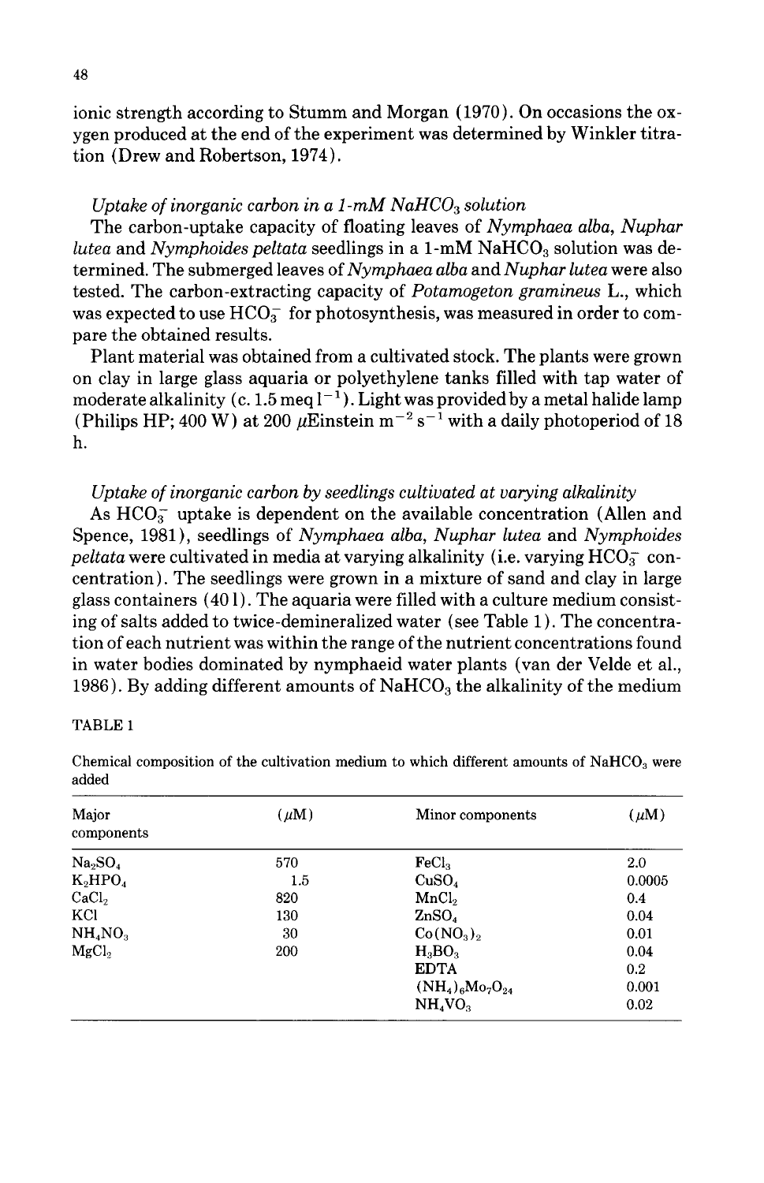ionic strength according to Stumm and Morgan (1970). On occasions the oxygen produced at the end of the experiment was determined by Winkler titration (Drew and Robertson, 1974).

*Uptake of inorganic carbon in a 1-mM $NaHCO_3$ solution*

The carbon-uptake capacity of floating leaves of *Nymphaea alba*, *Nuphar lutea* and *Nymphoides peltata* seedlings in a 1-mM $NaHCO_3$ solution was determined. The submerged leaves of *Nymphaea alba* and *Nuphar lutea* were also tested. The carbon-extracting capacity of *Potamogeton gramineus* L., which was expected to use $HCO_3^-$ for photosynthesis, was measured in order to compare the obtained results.

Plant material was obtained from a cultivated stock. The plants were grown on clay in large glass aquaria or polyethylene tanks filled with tap water of moderate alkalinity (c. 1.5 meq $l^{-1}$). Light was provided by a metal halide lamp (Philips HP; 400 W) at 200 $\mu$Einstein $m^{-2}$ $s^{-1}$ with a daily photoperiod of 18 h.

*Uptake of inorganic carbon by seedlings cultivated at varying alkalinity*

As $HCO_3^-$ uptake is dependent on the available concentration (Allen and Spence, 1981), seedlings of *Nymphaea alba*, *Nuphar lutea* and *Nymphoides peltata* were cultivated in media at varying alkalinity (i.e. varying $HCO_3^-$ concentration). The seedlings were grown in a mixture of sand and clay in large glass containers (40 l). The aquaria were filled with a culture medium consisting of salts added to twice-demineralized water (see Table 1). The concentration of each nutrient was within the range of the nutrient concentrations found in water bodies dominated by nymphaeid water plants (van der Velde et al., 1986). By adding different amounts of $NaHCO_3$ the alkalinity of the medium

TABLE 1

Chemical composition of the cultivation medium to which different amounts of $NaHCO_3$ were added

| Major components | ($\mu$M) | Minor components | ($\mu$M) |
|---|---|---|---|
| $Na_2SO_4$ | 570 | $FeCl_3$ | 2.0 |
| $K_2HPO_4$ | 1.5 | $CuSO_4$ | 0.0005 |
| $CaCl_2$ | 820 | $MnCl_2$ | 0.4 |
| KCl | 130 | $ZnSO_4$ | 0.04 |
| $NH_4NO_3$ | 30 | $Co(NO_3)_2$ | 0.01 |
| $MgCl_2$ | 200 | $H_3BO_3$ | 0.04 |
| | | EDTA | 0.2 |
| | | $(NH_4)_6Mo_7O_{24}$ | 0.001 |
| | | $NH_4VO_3$ | 0.02 |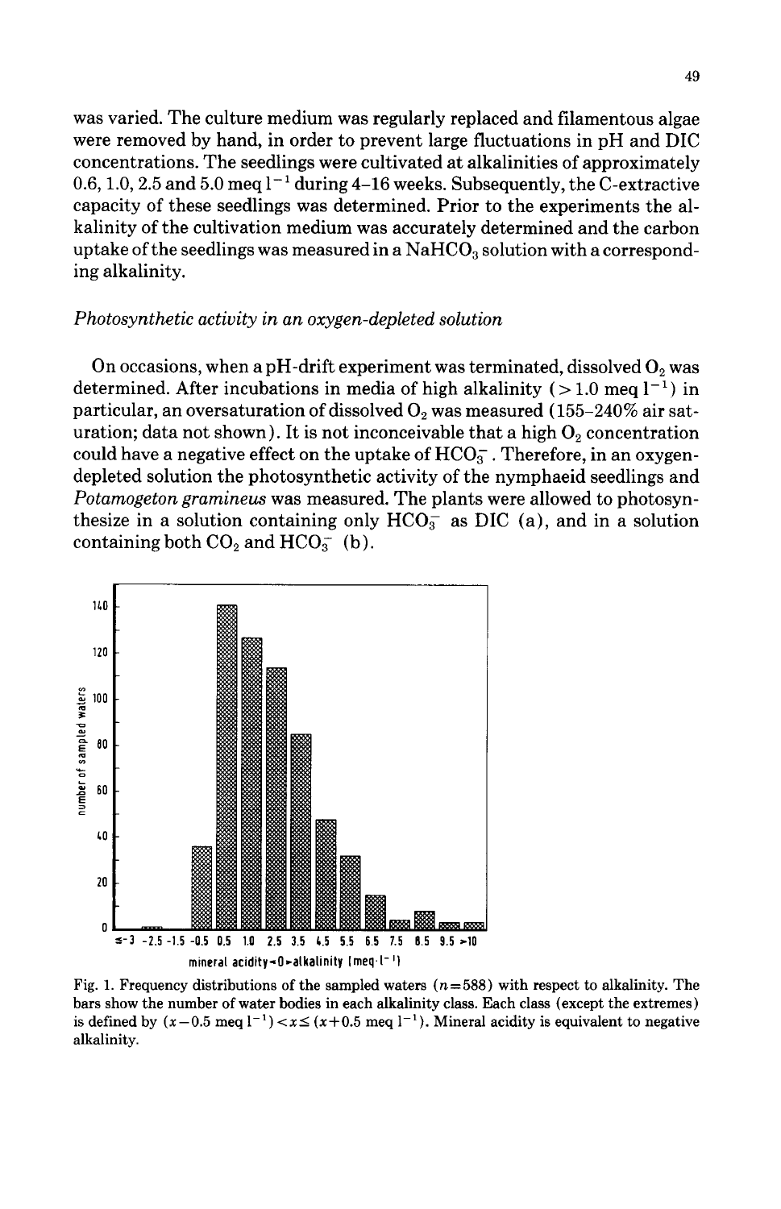was varied. The culture medium was regularly replaced and filamentous algae were removed by hand, in order to prevent large fluctuations in pH and DIC concentrations. The seedlings were cultivated at alkalinities of approximately 0.6, 1.0, 2.5 and 5.0 meq $l^{-1}$ during 4–16 weeks. Subsequently, the C-extractive capacity of these seedlings was determined. Prior to the experiments the alkalinity of the cultivation medium was accurately determined and the carbon uptake of the seedlings was measured in a $NaHCO_3$ solution with a corresponding alkalinity.

*Photosynthetic activity in an oxygen-depleted solution*

On occasions, when a pH-drift experiment was terminated, dissolved $O_2$ was determined. After incubations in media of high alkalinity (> 1.0 meq $l^{-1}$) in particular, an oversaturation of dissolved $O_2$ was measured (155–240% air saturation; data not shown). It is not inconceivable that a high $O_2$ concentration could have a negative effect on the uptake of $HCO_3^-$. Therefore, in an oxygen-depleted solution the photosynthetic activity of the nymphaeid seedlings and *Potamogeton gramineus* was measured. The plants were allowed to photosynthesize in a solution containing only $HCO_3^-$ as DIC (a), and in a solution containing both $CO_2$ and $HCO_3^-$ (b).

Fig. 1. Frequency distributions of the sampled waters ($n = 588$) with respect to alkalinity. The bars show the number of water bodies in each alkalinity class. Each class (except the extremes) is defined by ($x - 0.5$ meq $l^{-1}$) $< x \leq$ ($x + 0.5$ meq $l^{-1}$). Mineral acidity is equivalent to negative alkalinity.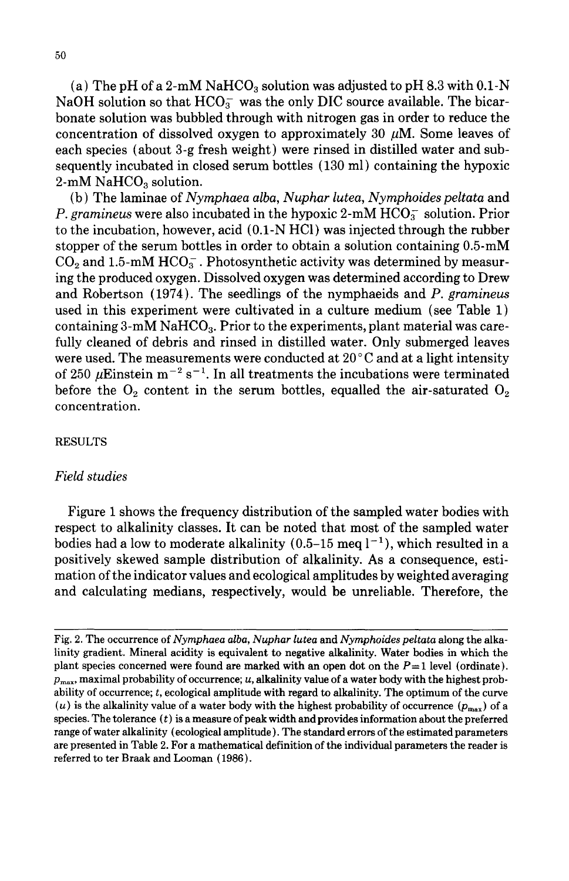(a) The pH of a 2-mM $NaHCO_3$ solution was adjusted to pH 8.3 with 0.1-N NaOH solution so that $HCO_3^-$ was the only DIC source available. The bicarbonate solution was bubbled through with nitrogen gas in order to reduce the concentration of dissolved oxygen to approximately 30 $\mu$M. Some leaves of each species (about 3-g fresh weight) were rinsed in distilled water and subsequently incubated in closed serum bottles (130 ml) containing the hypoxic 2-mM $NaHCO_3$ solution.

(b) The laminae of *Nymphaea alba*, *Nuphar lutea*, *Nymphoides peltata* and *P. gramineus* were also incubated in the hypoxic 2-mM $HCO_3^-$ solution. Prior to the incubation, however, acid (0.1-N HCl) was injected through the rubber stopper of the serum bottles in order to obtain a solution containing 0.5-mM $CO_2$ and 1.5-mM $HCO_3^-$. Photosynthetic activity was determined by measuring the produced oxygen. Dissolved oxygen was determined according to Drew and Robertson (1974). The seedlings of the nymphaeids and *P. gramineus* used in this experiment were cultivated in a culture medium (see Table 1) containing 3-mM $NaHCO_3$. Prior to the experiments, plant material was carefully cleaned of debris and rinsed in distilled water. Only submerged leaves were used. The measurements were conducted at 20°C and at a light intensity of 250 $\mu$Einstein $m^{-2}$ $s^{-1}$. In all treatments the incubations were terminated before the $O_2$ content in the serum bottles, equalled the air-saturated $O_2$ concentration.

## RESULTS

### Field studies

Figure 1 shows the frequency distribution of the sampled water bodies with respect to alkalinity classes. It can be noted that most of the sampled water bodies had a low to moderate alkalinity (0.5–15 meq $l^{-1}$), which resulted in a positively skewed sample distribution of alkalinity. As a consequence, estimation of the indicator values and ecological amplitudes by weighted averaging and calculating medians, respectively, would be unreliable. Therefore, the

Fig. 2. The occurrence of *Nymphaea alba*, *Nuphar lutea* and *Nymphoides peltata* along the alkalinity gradient. Mineral acidity is equivalent to negative alkalinity. Water bodies in which the plant species concerned were found are marked with an open dot on the $P=1$ level (ordinate). $p_{max}$, maximal probability of occurrence; $u$, alkalinity value of a water body with the highest probability of occurrence; $t$, ecological amplitude with regard to alkalinity. The optimum of the curve ($u$) is the alkalinity value of a water body with the highest probability of occurrence ($p_{max}$) of a species. The tolerance ($t$) is a measure of peak width and provides information about the preferred range of water alkalinity (ecological amplitude). The standard errors of the estimated parameters are presented in Table 2. For a mathematical definition of the individual parameters the reader is referred to ter Braak and Looman (1986).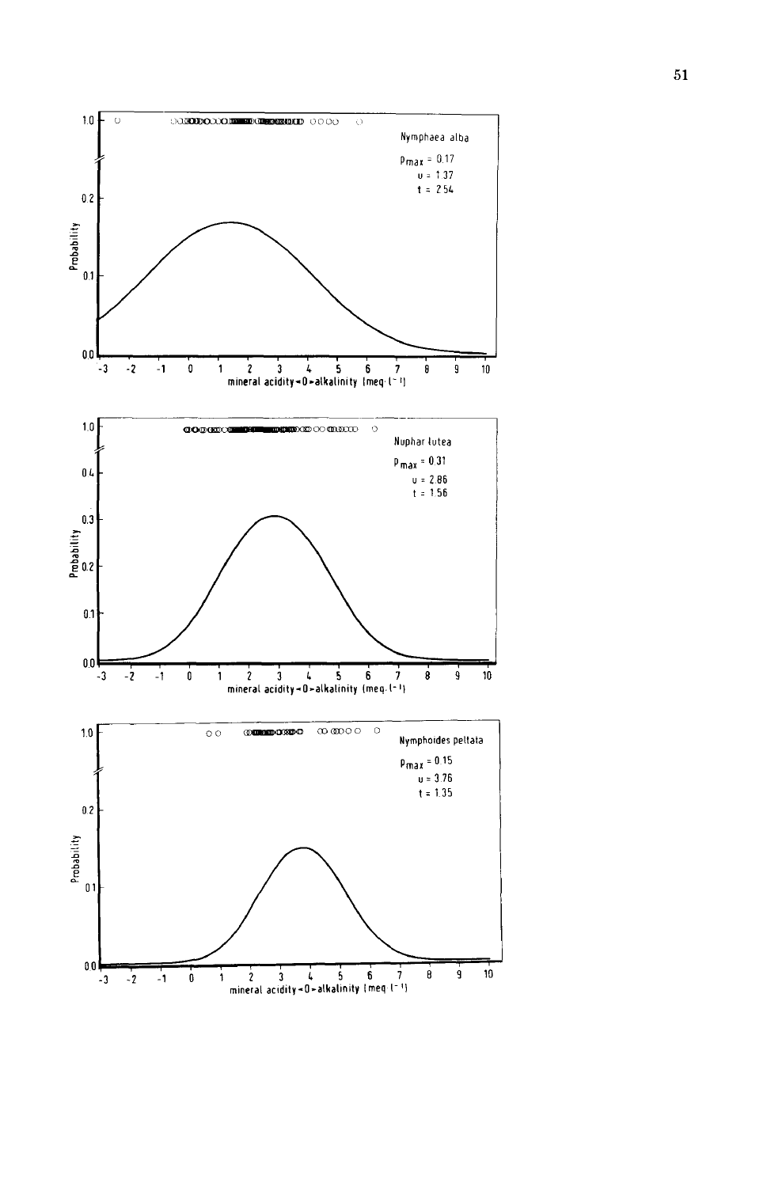Nymphaea alba

$p_{max} = 0.17$
$u = 1.37$
$t = 2.54$

Probability

mineral acidity < 0 > alkalinity (meq · $l^{-1}$)

Nuphar lutea

$p_{max} = 0.31$
$u = 2.86$
$t = 1.56$

Probability

mineral acidity < 0 > alkalinity (meq · $l^{-1}$)

Nymphoides peltata

$p_{max} = 0.15$
$u = 3.76$
$t = 1.35$

Probability

mineral acidity < 0 > alkalinity (meq · $l^{-1}$)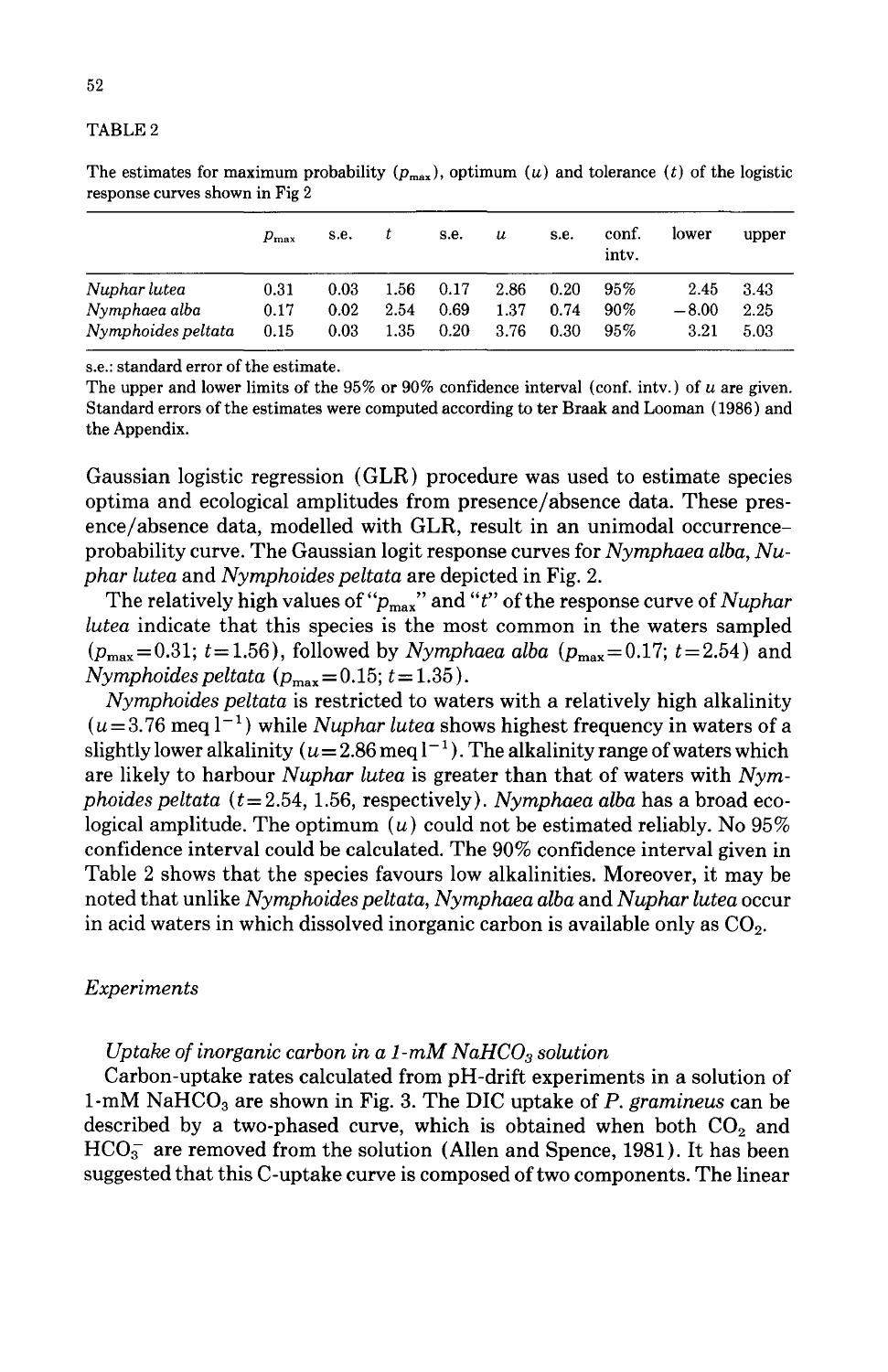TABLE 2

The estimates for maximum probability ($p_{max}$), optimum ($u$) and tolerance ($t$) of the logistic response curves shown in Fig 2

| | $p_{max}$ | s.e. | $t$ | s.e. | $u$ | s.e. | conf. intv. | lower | upper |
|---|---|---|---|---|---|---|---|---|---|
| *Nuphar lutea* | 0.31 | 0.03 | 1.56 | 0.17 | 2.86 | 0.20 | 95% | 2.45 | 3.43 |
| *Nymphaea alba* | 0.17 | 0.02 | 2.54 | 0.69 | 1.37 | 0.74 | 90% | −8.00 | 2.25 |
| *Nymphoides peltata* | 0.15 | 0.03 | 1.35 | 0.20 | 3.76 | 0.30 | 95% | 3.21 | 5.03 |

s.e.: standard error of the estimate.
The upper and lower limits of the 95% or 90% confidence interval (conf. intv.) of $u$ are given. Standard errors of the estimates were computed according to ter Braak and Looman (1986) and the Appendix.

Gaussian logistic regression (GLR) procedure was used to estimate species optima and ecological amplitudes from presence/absence data. These presence/absence data, modelled with GLR, result in an unimodal occurrence–probability curve. The Gaussian logit response curves for *Nymphaea alba*, *Nuphar lutea* and *Nymphoides peltata* are depicted in Fig. 2.

The relatively high values of "$p_{max}$" and "$t$" of the response curve of *Nuphar lutea* indicate that this species is the most common in the waters sampled ($p_{max}=0.31$; $t=1.56$), followed by *Nymphaea alba* ($p_{max}=0.17$; $t=2.54$) and *Nymphoides peltata* ($p_{max}=0.15$; $t=1.35$).

*Nymphoides peltata* is restricted to waters with a relatively high alkalinity ($u=3.76$ meq $l^{-1}$) while *Nuphar lutea* shows highest frequency in waters of a slightly lower alkalinity ($u=2.86$ meq $l^{-1}$). The alkalinity range of waters which are likely to harbour *Nuphar lutea* is greater than that of waters with *Nymphoides peltata* ($t=2.54$, 1.56, respectively). *Nymphaea alba* has a broad ecological amplitude. The optimum ($u$) could not be estimated reliably. No 95% confidence interval could be calculated. The 90% confidence interval given in Table 2 shows that the species favours low alkalinities. Moreover, it may be noted that unlike *Nymphoides peltata*, *Nymphaea alba* and *Nuphar lutea* occur in acid waters in which dissolved inorganic carbon is available only as $CO_2$.

### *Experiments*

#### *Uptake of inorganic carbon in a 1-mM $NaHCO_3$ solution*

Carbon-uptake rates calculated from pH-drift experiments in a solution of 1-mM $NaHCO_3$ are shown in Fig. 3. The DIC uptake of *P. gramineus* can be described by a two-phased curve, which is obtained when both $CO_2$ and $HCO_3^-$ are removed from the solution (Allen and Spence, 1981). It has been suggested that this C-uptake curve is composed of two components. The linear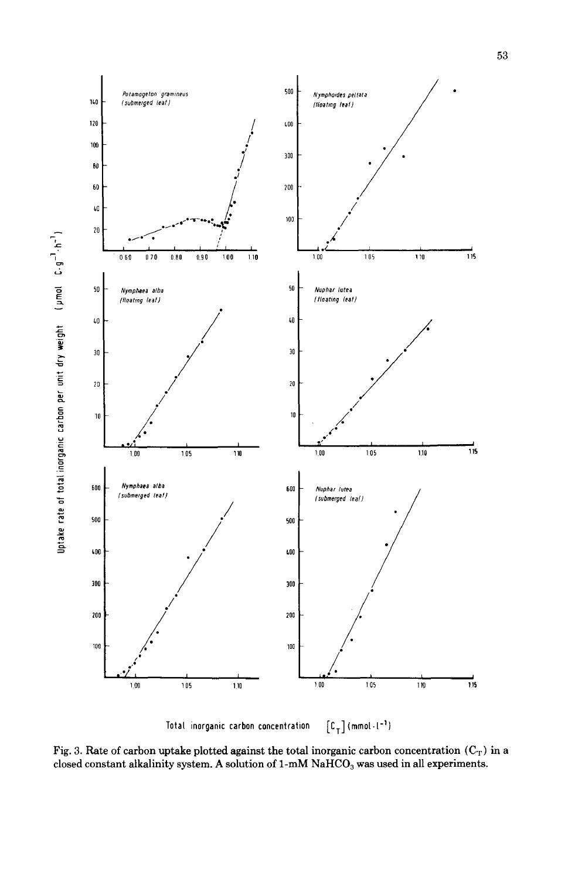Fig. 3. Rate of carbon uptake plotted against the total inorganic carbon concentration ($C_T$) in a closed constant alkalinity system. A solution of 1-mM $NaHCO_3$ was used in all experiments.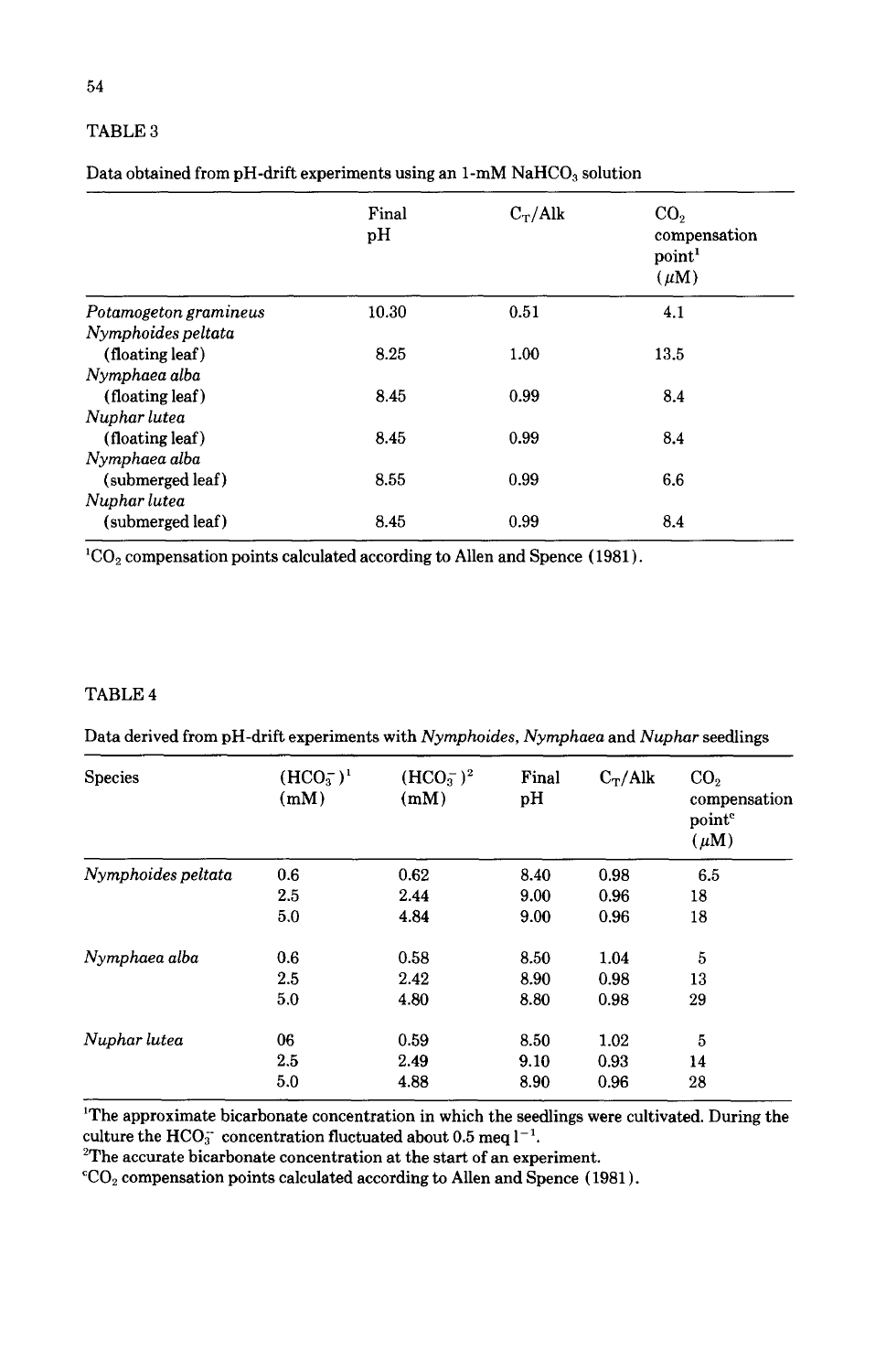TABLE 3

Data obtained from pH-drift experiments using an 1-mM $NaHCO_3$ solution

| | Final pH | $C_T$/Alk | $CO_2$ compensation point[1] ($\mu$M) |
|---|---|---|---|
| *Potamogeton gramineus* | 10.30 | 0.51 | 4.1 |
| *Nymphoides peltata* (floating leaf) | 8.25 | 1.00 | 13.5 |
| *Nymphaea alba* (floating leaf) | 8.45 | 0.99 | 8.4 |
| *Nuphar lutea* (floating leaf) | 8.45 | 0.99 | 8.4 |
| *Nymphaea alba* (submerged leaf) | 8.55 | 0.99 | 6.6 |
| *Nuphar lutea* (submerged leaf) | 8.45 | 0.99 | 8.4 |

[1]$CO_2$ compensation points calculated according to Allen and Spence (1981).

TABLE 4

Data derived from pH-drift experiments with *Nymphoides*, *Nymphaea* and *Nuphar* seedlings

| Species | ($HCO_3^-$)[1] (mM) | ($HCO_3^-$)[2] (mM) | Final pH | $C_T$/Alk | $CO_2$ compensation point[c] ($\mu$M) |
|---|---|---|---|---|---|
| *Nymphoides peltata* | 0.6 | 0.62 | 8.40 | 0.98 | 6.5 |
| | 2.5 | 2.44 | 9.00 | 0.96 | 18 |
| | 5.0 | 4.84 | 9.00 | 0.96 | 18 |
| *Nymphaea alba* | 0.6 | 0.58 | 8.50 | 1.04 | 5 |
| | 2.5 | 2.42 | 8.90 | 0.98 | 13 |
| | 5.0 | 4.80 | 8.80 | 0.98 | 29 |
| *Nuphar lutea* | 06 | 0.59 | 8.50 | 1.02 | 5 |
| | 2.5 | 2.49 | 9.10 | 0.93 | 14 |
| | 5.0 | 4.88 | 8.90 | 0.96 | 28 |

[1]The approximate bicarbonate concentration in which the seedlings were cultivated. During the culture the $HCO_3^-$ concentration fluctuated about 0.5 meq $l^{-1}$.
[2]The accurate bicarbonate concentration at the start of an experiment.
[c]$CO_2$ compensation points calculated according to Allen and Spence (1981).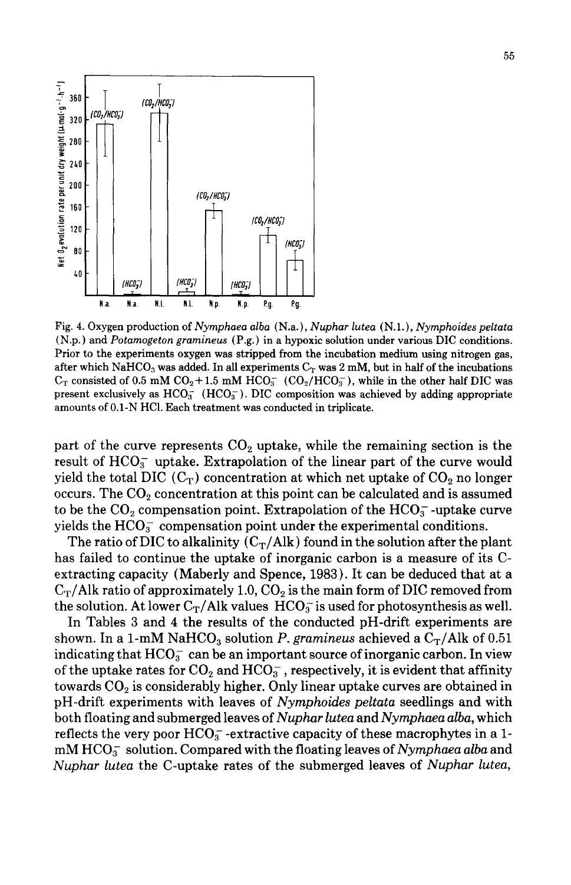Fig. 4. Oxygen production of *Nymphaea alba* (N.a.), *Nuphar lutea* (N.l.), *Nymphoides peltata* (N.p.) and *Potamogeton gramineus* (P.g.) in a hypoxic solution under various DIC conditions. Prior to the experiments oxygen was stripped from the incubation medium using nitrogen gas, after which $NaHCO_3$ was added. In all experiments $C_T$ was 2 mM, but in half of the incubations $C_T$ consisted of 0.5 mM $CO_2$ + 1.5 mM $HCO_3^-$ ($CO_2/HCO_3^-$), while in the other half DIC was present exclusively as $HCO_3^-$ ($HCO_3^-$). DIC composition was achieved by adding appropriate amounts of 0.1-N HCl. Each treatment was conducted in triplicate.

part of the curve represents $CO_2$ uptake, while the remaining section is the result of $HCO_3^-$ uptake. Extrapolation of the linear part of the curve would yield the total DIC ($C_T$) concentration at which net uptake of $CO_2$ no longer occurs. The $CO_2$ concentration at this point can be calculated and is assumed to be the $CO_2$ compensation point. Extrapolation of the $HCO_3^-$-uptake curve yields the $HCO_3^-$ compensation point under the experimental conditions.

The ratio of DIC to alkalinity ($C_T$/Alk) found in the solution after the plant has failed to continue the uptake of inorganic carbon is a measure of its C-extracting capacity (Maberly and Spence, 1983). It can be deduced that at a $C_T$/Alk ratio of approximately 1.0, $CO_2$ is the main form of DIC removed from the solution. At lower $C_T$/Alk values $HCO_3^-$ is used for photosynthesis as well.

In Tables 3 and 4 the results of the conducted pH-drift experiments are shown. In a 1-mM $NaHCO_3$ solution *P. gramineus* achieved a $C_T$/Alk of 0.51 indicating that $HCO_3^-$ can be an important source of inorganic carbon. In view of the uptake rates for $CO_2$ and $HCO_3^-$, respectively, it is evident that affinity towards $CO_2$ is considerably higher. Only linear uptake curves are obtained in pH-drift experiments with leaves of *Nymphoides peltata* seedlings and with both floating and submerged leaves of *Nuphar lutea* and *Nymphaea alba*, which reflects the very poor $HCO_3^-$-extractive capacity of these macrophytes in a 1-mM $HCO_3^-$ solution. Compared with the floating leaves of *Nymphaea alba* and *Nuphar lutea* the C-uptake rates of the submerged leaves of *Nuphar lutea*,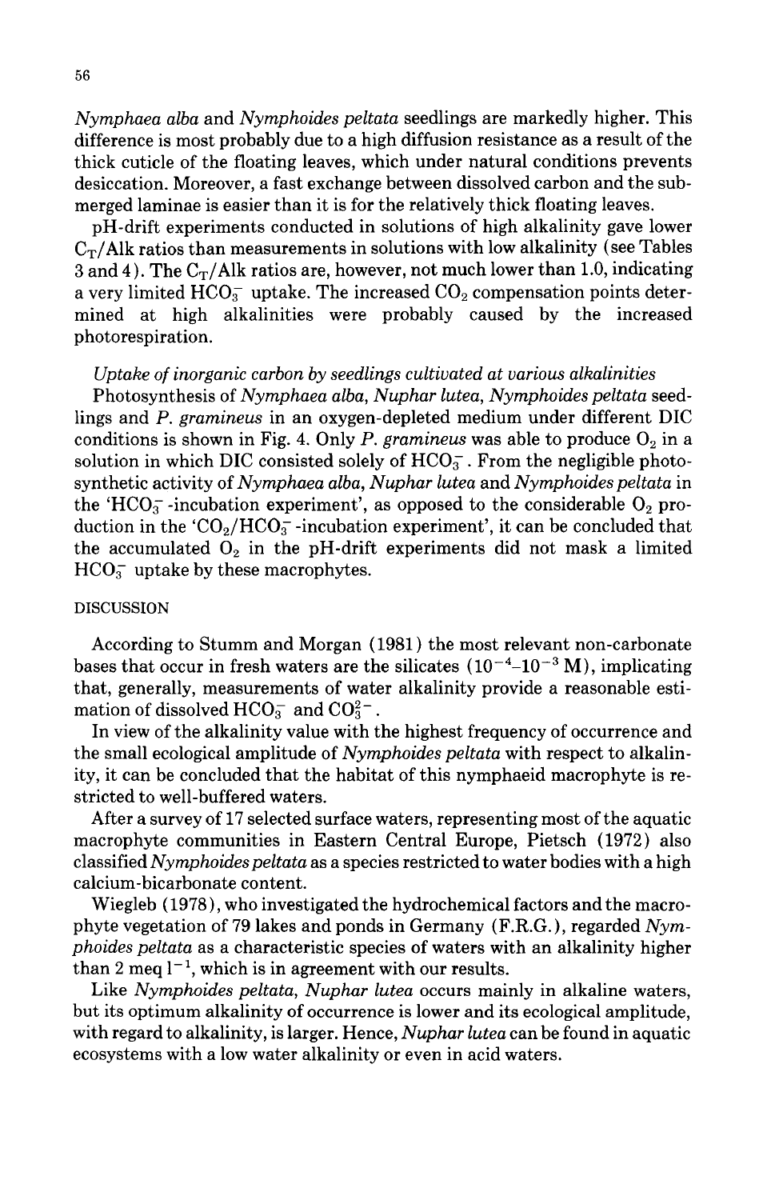*Nymphaea alba* and *Nymphoides peltata* seedlings are markedly higher. This difference is most probably due to a high diffusion resistance as a result of the thick cuticle of the floating leaves, which under natural conditions prevents desiccation. Moreover, a fast exchange between dissolved carbon and the submerged laminae is easier than it is for the relatively thick floating leaves.

pH-drift experiments conducted in solutions of high alkalinity gave lower $C_T$/Alk ratios than measurements in solutions with low alkalinity (see Tables 3 and 4). The $C_T$/Alk ratios are, however, not much lower than 1.0, indicating a very limited $HCO_3^-$ uptake. The increased $CO_2$ compensation points determined at high alkalinities were probably caused by the increased photorespiration.

*Uptake of inorganic carbon by seedlings cultivated at various alkalinities*

Photosynthesis of *Nymphaea alba*, *Nuphar lutea*, *Nymphoides peltata* seedlings and *P. gramineus* in an oxygen-depleted medium under different DIC conditions is shown in Fig. 4. Only *P. gramineus* was able to produce $O_2$ in a solution in which DIC consisted solely of $HCO_3^-$. From the negligible photosynthetic activity of *Nymphaea alba*, *Nuphar lutea* and *Nymphoides peltata* in the '$HCO_3^-$-incubation experiment', as opposed to the considerable $O_2$ production in the '$CO_2/HCO_3^-$-incubation experiment', it can be concluded that the accumulated $O_2$ in the pH-drift experiments did not mask a limited $HCO_3^-$ uptake by these macrophytes.

## DISCUSSION

According to Stumm and Morgan (1981) the most relevant non-carbonate bases that occur in fresh waters are the silicates ($10^{-4}$–$10^{-3}$ M), implicating that, generally, measurements of water alkalinity provide a reasonable estimation of dissolved $HCO_3^-$ and $CO_3^{2-}$.

In view of the alkalinity value with the highest frequency of occurrence and the small ecological amplitude of *Nymphoides peltata* with respect to alkalinity, it can be concluded that the habitat of this nymphaeid macrophyte is restricted to well-buffered waters.

After a survey of 17 selected surface waters, representing most of the aquatic macrophyte communities in Eastern Central Europe, Pietsch (1972) also classified *Nymphoides peltata* as a species restricted to water bodies with a high calcium-bicarbonate content.

Wiegleb (1978), who investigated the hydrochemical factors and the macrophyte vegetation of 79 lakes and ponds in Germany (F.R.G.), regarded *Nymphoides peltata* as a characteristic species of waters with an alkalinity higher than 2 meq $l^{-1}$, which is in agreement with our results.

Like *Nymphoides peltata*, *Nuphar lutea* occurs mainly in alkaline waters, but its optimum alkalinity of occurrence is lower and its ecological amplitude, with regard to alkalinity, is larger. Hence, *Nuphar lutea* can be found in aquatic ecosystems with a low water alkalinity or even in acid waters.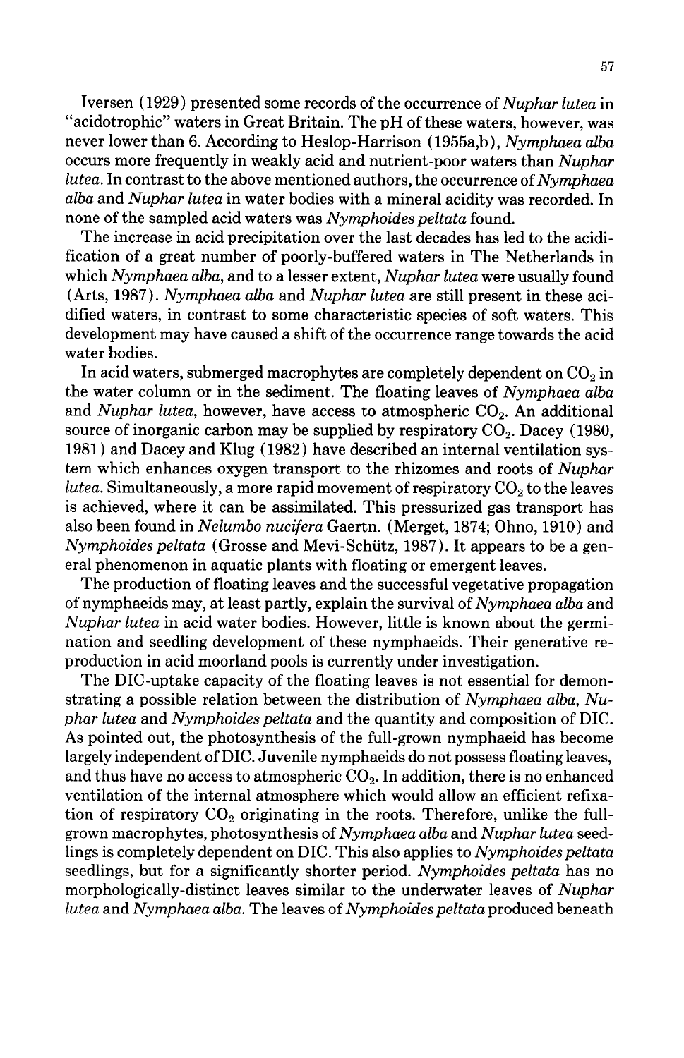Iversen (1929) presented some records of the occurrence of *Nuphar lutea* in "acidotrophic" waters in Great Britain. The pH of these waters, however, was never lower than 6. According to Heslop-Harrison (1955a,b), *Nymphaea alba* occurs more frequently in weakly acid and nutrient-poor waters than *Nuphar lutea*. In contrast to the above mentioned authors, the occurrence of *Nymphaea alba* and *Nuphar lutea* in water bodies with a mineral acidity was recorded. In none of the sampled acid waters was *Nymphoides peltata* found.

The increase in acid precipitation over the last decades has led to the acidification of a great number of poorly-buffered waters in The Netherlands in which *Nymphaea alba*, and to a lesser extent, *Nuphar lutea* were usually found (Arts, 1987). *Nymphaea alba* and *Nuphar lutea* are still present in these acidified waters, in contrast to some characteristic species of soft waters. This development may have caused a shift of the occurrence range towards the acid water bodies.

In acid waters, submerged macrophytes are completely dependent on $CO_2$ in the water column or in the sediment. The floating leaves of *Nymphaea alba* and *Nuphar lutea*, however, have access to atmospheric $CO_2$. An additional source of inorganic carbon may be supplied by respiratory $CO_2$. Dacey (1980, 1981) and Dacey and Klug (1982) have described an internal ventilation system which enhances oxygen transport to the rhizomes and roots of *Nuphar lutea*. Simultaneously, a more rapid movement of respiratory $CO_2$ to the leaves is achieved, where it can be assimilated. This pressurized gas transport has also been found in *Nelumbo nucifera* Gaertn. (Merget, 1874; Ohno, 1910) and *Nymphoides peltata* (Grosse and Mevi-Schütz, 1987). It appears to be a general phenomenon in aquatic plants with floating or emergent leaves.

The production of floating leaves and the successful vegetative propagation of nymphaeids may, at least partly, explain the survival of *Nymphaea alba* and *Nuphar lutea* in acid water bodies. However, little is known about the germination and seedling development of these nymphaeids. Their generative reproduction in acid moorland pools is currently under investigation.

The DIC-uptake capacity of the floating leaves is not essential for demonstrating a possible relation between the distribution of *Nymphaea alba*, *Nuphar lutea* and *Nymphoides peltata* and the quantity and composition of DIC. As pointed out, the photosynthesis of the full-grown nymphaeid has become largely independent of DIC. Juvenile nymphaeids do not possess floating leaves, and thus have no access to atmospheric $CO_2$. In addition, there is no enhanced ventilation of the internal atmosphere which would allow an efficient refixation of respiratory $CO_2$ originating in the roots. Therefore, unlike the full-grown macrophytes, photosynthesis of *Nymphaea alba* and *Nuphar lutea* seedlings is completely dependent on DIC. This also applies to *Nymphoides peltata* seedlings, but for a significantly shorter period. *Nymphoides peltata* has no morphologically-distinct leaves similar to the underwater leaves of *Nuphar lutea* and *Nymphaea alba*. The leaves of *Nymphoides peltata* produced beneath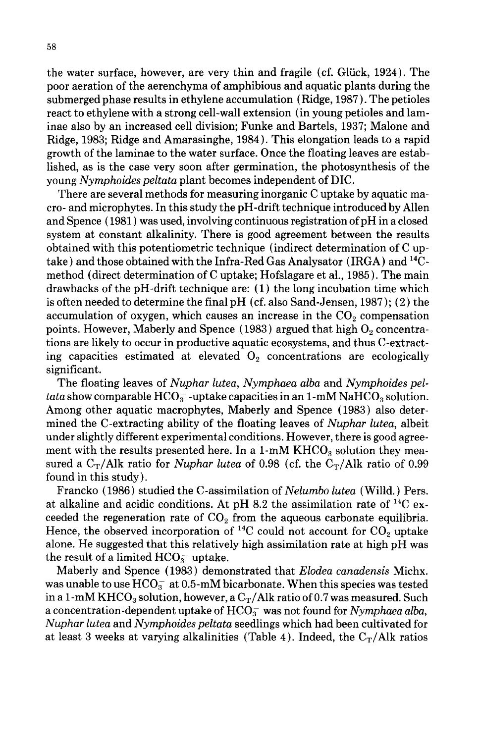the water surface, however, are very thin and fragile (cf. Glück, 1924). The poor aeration of the aerenchyma of amphibious and aquatic plants during the submerged phase results in ethylene accumulation (Ridge, 1987). The petioles react to ethylene with a strong cell-wall extension (in young petioles and laminae also by an increased cell division; Funke and Bartels, 1937; Malone and Ridge, 1983; Ridge and Amarasinghe, 1984). This elongation leads to a rapid growth of the laminae to the water surface. Once the floating leaves are established, as is the case very soon after germination, the photosynthesis of the young *Nymphoides peltata* plant becomes independent of DIC.

There are several methods for measuring inorganic C uptake by aquatic macro- and microphytes. In this study the pH-drift technique introduced by Allen and Spence (1981) was used, involving continuous registration of pH in a closed system at constant alkalinity. There is good agreement between the results obtained with this potentiometric technique (indirect determination of C uptake) and those obtained with the Infra-Red Gas Analysator (IRGA) and $^{14}C$-method (direct determination of C uptake; Hofslagare et al., 1985). The main drawbacks of the pH-drift technique are: (1) the long incubation time which is often needed to determine the final pH (cf. also Sand-Jensen, 1987); (2) the accumulation of oxygen, which causes an increase in the $CO_2$ compensation points. However, Maberly and Spence (1983) argued that high $O_2$ concentrations are likely to occur in productive aquatic ecosystems, and thus C-extracting capacities estimated at elevated $O_2$ concentrations are ecologically significant.

The floating leaves of *Nuphar lutea*, *Nymphaea alba* and *Nymphoides peltata* show comparable $HCO_3^-$-uptake capacities in an 1-mM $NaHCO_3$ solution. Among other aquatic macrophytes, Maberly and Spence (1983) also determined the C-extracting ability of the floating leaves of *Nuphar lutea*, albeit under slightly different experimental conditions. However, there is good agreement with the results presented here. In a 1-mM $KHCO_3$ solution they measured a $C_T$/Alk ratio for *Nuphar lutea* of 0.98 (cf. the $C_T$/Alk ratio of 0.99 found in this study).

Francko (1986) studied the C-assimilation of *Nelumbo lutea* (Willd.) Pers. at alkaline and acidic conditions. At pH 8.2 the assimilation rate of $^{14}C$ exceeded the regeneration rate of $CO_2$ from the aqueous carbonate equilibria. Hence, the observed incorporation of $^{14}C$ could not account for $CO_2$ uptake alone. He suggested that this relatively high assimilation rate at high pH was the result of a limited $HCO_3^-$ uptake.

Maberly and Spence (1983) demonstrated that *Elodea canadensis* Michx. was unable to use $HCO_3^-$ at 0.5-mM bicarbonate. When this species was tested in a 1-mM $KHCO_3$ solution, however, a $C_T$/Alk ratio of 0.7 was measured. Such a concentration-dependent uptake of $HCO_3^-$ was not found for *Nymphaea alba*, *Nuphar lutea* and *Nymphoides peltata* seedlings which had been cultivated for at least 3 weeks at varying alkalinities (Table 4). Indeed, the $C_T$/Alk ratios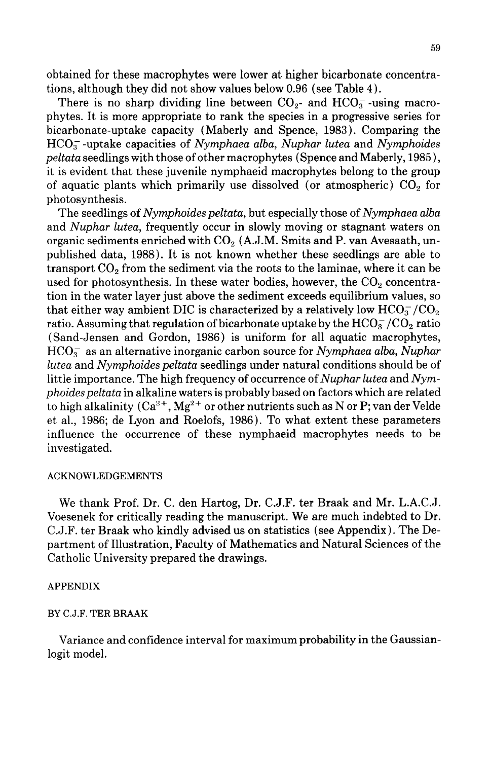obtained for these macrophytes were lower at higher bicarbonate concentrations, although they did not show values below 0.96 (see Table 4).

There is no sharp dividing line between $CO_2$- and $HCO_3^-$-using macrophytes. It is more appropriate to rank the species in a progressive series for bicarbonate-uptake capacity (Maberly and Spence, 1983). Comparing the $HCO_3^-$-uptake capacities of *Nymphaea alba*, *Nuphar lutea* and *Nymphoides peltata* seedlings with those of other macrophytes (Spence and Maberly, 1985), it is evident that these juvenile nymphaeid macrophytes belong to the group of aquatic plants which primarily use dissolved (or atmospheric) $CO_2$ for photosynthesis.

The seedlings of *Nymphoides peltata*, but especially those of *Nymphaea alba* and *Nuphar lutea*, frequently occur in slowly moving or stagnant waters on organic sediments enriched with $CO_2$ (A.J.M. Smits and P. van Avesaath, unpublished data, 1988). It is not known whether these seedlings are able to transport $CO_2$ from the sediment via the roots to the laminae, where it can be used for photosynthesis. In these water bodies, however, the $CO_2$ concentration in the water layer just above the sediment exceeds equilibrium values, so that either way ambient DIC is characterized by a relatively low $HCO_3^-/CO_2$ ratio. Assuming that regulation of bicarbonate uptake by the $HCO_3^-/CO_2$ ratio (Sand-Jensen and Gordon, 1986) is uniform for all aquatic macrophytes, $HCO_3^-$ as an alternative inorganic carbon source for *Nymphaea alba*, *Nuphar lutea* and *Nymphoides peltata* seedlings under natural conditions should be of little importance. The high frequency of occurrence of *Nuphar lutea* and *Nymphoides peltata* in alkaline waters is probably based on factors which are related to high alkalinity ($Ca^{2+}$, $Mg^{2+}$ or other nutrients such as N or P; van der Velde et al., 1986; de Lyon and Roelofs, 1986). To what extent these parameters influence the occurrence of these nymphaeid macrophytes needs to be investigated.

## ACKNOWLEDGEMENTS

We thank Prof. Dr. C. den Hartog, Dr. C.J.F. ter Braak and Mr. L.A.C.J. Voesenek for critically reading the manuscript. We are much indebted to Dr. C.J.F. ter Braak who kindly advised us on statistics (see Appendix). The Department of Illustration, Faculty of Mathematics and Natural Sciences of the Catholic University prepared the drawings.

## APPENDIX

BY C.J.F. TER BRAAK

Variance and confidence interval for maximum probability in the Gaussian-logit model.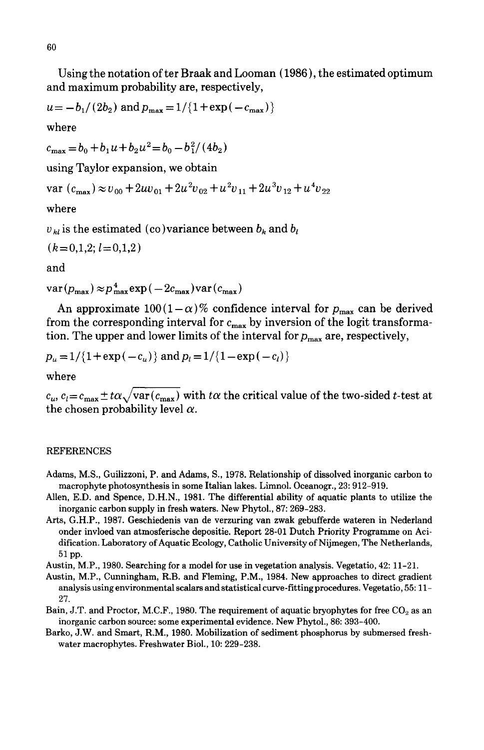Using the notation of ter Braak and Looman (1986), the estimated optimum and maximum probability are, respectively,

$u = -b_1/(2b_2)$ and $p_{max} = 1/\{1+\exp(-c_{max})\}$

where

$c_{max} = b_0 + b_1 u + b_2 u^2 = b_0 - b_1^2/(4b_2)$

using Taylor expansion, we obtain

$\text{var}(c_{max}) \approx v_{00} + 2uv_{01} + 2u^2 v_{02} + u^2 v_{11} + 2u^3 v_{12} + u^4 v_{22}$

where

$v_{kl}$ is the estimated (co)variance between $b_k$ and $b_l$

$(k=0,1,2;\ l=0,1,2)$

and

$\text{var}(p_{max}) \approx p_{max}^4 \exp(-2c_{max}) \text{var}(c_{max})$

An approximate $100(1-\alpha)\%$ confidence interval for $p_{max}$ can be derived from the corresponding interval for $c_{max}$ by inversion of the logit transformation. The upper and lower limits of the interval for $p_{max}$ are, respectively,

$p_u = 1/\{1+\exp(-c_u)\}$ and $p_l = 1/\{1-\exp(-c_l)\}$

where

$c_u, c_l = c_{max} \pm t\alpha\sqrt{\text{var}(c_{max})}$ with $t\alpha$ the critical value of the two-sided $t$-test at the chosen probability level $\alpha$.

## REFERENCES

Adams, M.S., Guilizzoni, P. and Adams, S., 1978. Relationship of dissolved inorganic carbon to macrophyte photosynthesis in some Italian lakes. Limnol. Oceanogr., 23: 912–919.

Allen, E.D. and Spence, D.H.N., 1981. The differential ability of aquatic plants to utilize the inorganic carbon supply in fresh waters. New Phytol., 87: 269–283.

Arts, G.H.P., 1987. Geschiedenis van de verzuring van zwak gebufferde wateren in Nederland onder invloed van atmosferische depositie. Report 28-01 Dutch Priority Programme on Acidification. Laboratory of Aquatic Ecology, Catholic University of Nijmegen, The Netherlands, 51 pp.

Austin, M.P., 1980. Searching for a model for use in vegetation analysis. Vegetatio, 42: 11–21.

Austin, M.P., Cunningham, R.B. and Fleming, P.M., 1984. New approaches to direct gradient analysis using environmental scalars and statistical curve-fitting procedures. Vegetatio, 55: 11–27.

Bain, J.T. and Proctor, M.C.F., 1980. The requirement of aquatic bryophytes for free $CO_2$ as an inorganic carbon source: some experimental evidence. New Phytol., 86: 393–400.

Barko, J.W. and Smart, R.M., 1980. Mobilization of sediment phosphorus by submersed freshwater macrophytes. Freshwater Biol., 10: 229–238.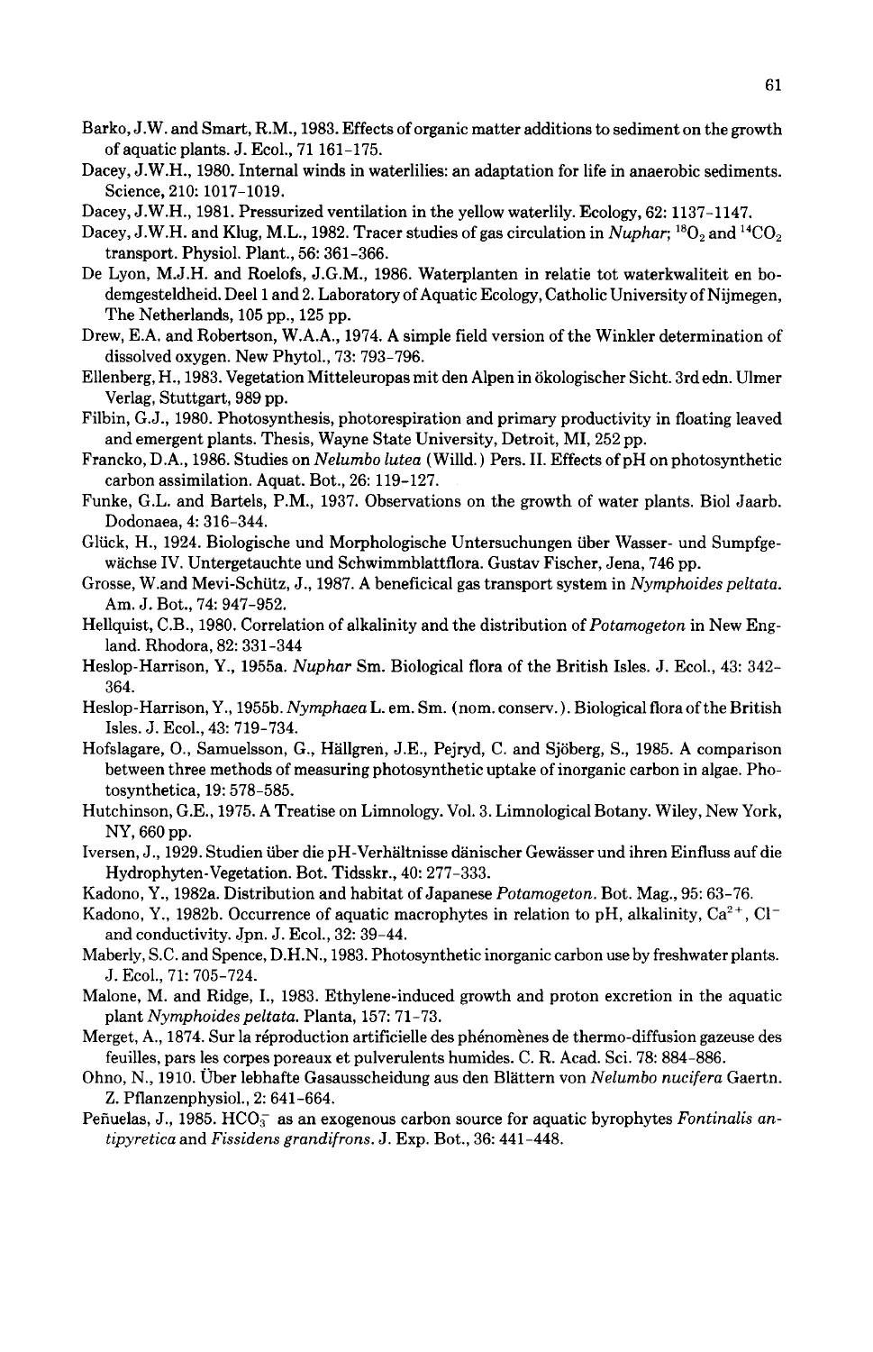Barko, J.W. and Smart, R.M., 1983. Effects of organic matter additions to sediment on the growth of aquatic plants. J. Ecol., 71 161-175.

Dacey, J.W.H., 1980. Internal winds in waterlilies: an adaptation for life in anaerobic sediments. Science, 210: 1017-1019.

Dacey, J.W.H., 1981. Pressurized ventilation in the yellow waterlily. Ecology, 62: 1137-1147.

Dacey, J.W.H. and Klug, M.L., 1982. Tracer studies of gas circulation in *Nuphar*; $^{18}O_2$ and $^{14}CO_2$ transport. Physiol. Plant., 56: 361-366.

De Lyon, M.J.H. and Roelofs, J.G.M., 1986. Waterplanten in relatie tot waterkwaliteit en bodemgesteldheid. Deel 1 and 2. Laboratory of Aquatic Ecology, Catholic University of Nijmegen, The Netherlands, 105 pp., 125 pp.

Drew, E.A. and Robertson, W.A.A., 1974. A simple field version of the Winkler determination of dissolved oxygen. New Phytol., 73: 793-796.

Ellenberg, H., 1983. Vegetation Mitteleuropas mit den Alpen in ökologischer Sicht. 3rd edn. Ulmer Verlag, Stuttgart, 989 pp.

Filbin, G.J., 1980. Photosynthesis, photorespiration and primary productivity in floating leaved and emergent plants. Thesis, Wayne State University, Detroit, MI, 252 pp.

Francko, D.A., 1986. Studies on *Nelumbo lutea* (Willd.) Pers. II. Effects of pH on photosynthetic carbon assimilation. Aquat. Bot., 26: 119-127.

Funke, G.L. and Bartels, P.M., 1937. Observations on the growth of water plants. Biol Jaarb. Dodonaea, 4: 316-344.

Glück, H., 1924. Biologische und Morphologische Untersuchungen über Wasser- und Sumpfgewächse IV. Untergetauchte und Schwimmblattflora. Gustav Fischer, Jena, 746 pp.

Grosse, W.and Mevi-Schütz, J., 1987. A beneficical gas transport system in *Nymphoides peltata*. Am. J. Bot., 74: 947-952.

Hellquist, C.B., 1980. Correlation of alkalinity and the distribution of *Potamogeton* in New England. Rhodora, 82: 331-344

Heslop-Harrison, Y., 1955a. *Nuphar* Sm. Biological flora of the British Isles. J. Ecol., 43: 342-364.

Heslop-Harrison, Y., 1955b. *Nymphaea* L. em. Sm. (nom. conserv.). Biological flora of the British Isles. J. Ecol., 43: 719-734.

Hofslagare, O., Samuelsson, G., Hällgren, J.E., Pejryd, C. and Sjöberg, S., 1985. A comparison between three methods of measuring photosynthetic uptake of inorganic carbon in algae. Photosynthetica, 19: 578-585.

Hutchinson, G.E., 1975. A Treatise on Limnology. Vol. 3. Limnological Botany. Wiley, New York, NY, 660 pp.

Iversen, J., 1929. Studien über die pH-Verhältnisse dänischer Gewässer und ihren Einfluss auf die Hydrophyten-Vegetation. Bot. Tidsskr., 40: 277-333.

Kadono, Y., 1982a. Distribution and habitat of Japanese *Potamogeton*. Bot. Mag., 95: 63-76.

Kadono, Y., 1982b. Occurrence of aquatic macrophytes in relation to pH, alkalinity, $Ca^{2+}$, $Cl^-$ and conductivity. Jpn. J. Ecol., 32: 39-44.

Maberly, S.C. and Spence, D.H.N., 1983. Photosynthetic inorganic carbon use by freshwater plants. J. Ecol., 71: 705-724.

Malone, M. and Ridge, I., 1983. Ethylene-induced growth and proton excretion in the aquatic plant *Nymphoides peltata*. Planta, 157: 71-73.

Merget, A., 1874. Sur la réproduction artificielle des phénomènes de thermo-diffusion gazeuse des feuilles, pars les corpes poreaux et pulverulents humides. C. R. Acad. Sci. 78: 884-886.

Ohno, N., 1910. Über lebhafte Gasausscheidung aus den Blättern von *Nelumbo nucifera* Gaertn. Z. Pflanzenphysiol., 2: 641-664.

Peñuelas, J., 1985. $HCO_3^-$ as an exogenous carbon source for aquatic byrophytes *Fontinalis antipyretica* and *Fissidens grandifrons*. J. Exp. Bot., 36: 441-448.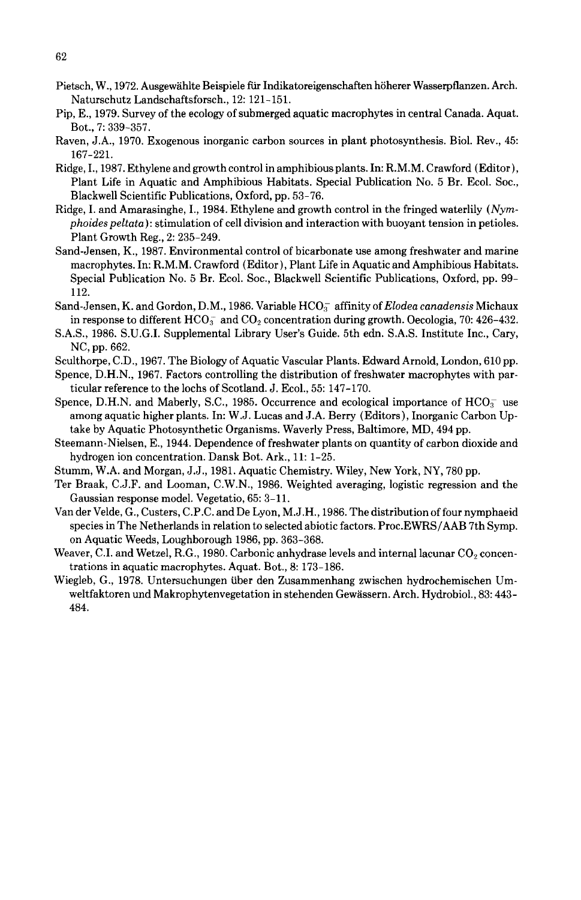Pietsch, W., 1972. Ausgewählte Beispiele für Indikatoreigenschaften höherer Wasserpflanzen. Arch. Naturschutz Landschaftsforsch., 12: 121–151.

Pip, E., 1979. Survey of the ecology of submerged aquatic macrophytes in central Canada. Aquat. Bot., 7: 339–357.

Raven, J.A., 1970. Exogenous inorganic carbon sources in plant photosynthesis. Biol. Rev., 45: 167–221.

Ridge, I., 1987. Ethylene and growth control in amphibious plants. In: R.M.M. Crawford (Editor), Plant Life in Aquatic and Amphibious Habitats. Special Publication No. 5 Br. Ecol. Soc., Blackwell Scientific Publications, Oxford, pp. 53–76.

Ridge, I. and Amarasinghe, I., 1984. Ethylene and growth control in the fringed waterlily (*Nymphoides peltata*): stimulation of cell division and interaction with buoyant tension in petioles. Plant Growth Reg., 2: 235–249.

Sand-Jensen, K., 1987. Environmental control of bicarbonate use among freshwater and marine macrophytes. In: R.M.M. Crawford (Editor), Plant Life in Aquatic and Amphibious Habitats. Special Publication No. 5 Br. Ecol. Soc., Blackwell Scientific Publications, Oxford, pp. 99–112.

Sand-Jensen, K. and Gordon, D.M., 1986. Variable $HCO_3^-$ affinity of *Elodea canadensis* Michaux in response to different $HCO_3^-$ and $CO_2$ concentration during growth. Oecologia, 70: 426–432.

S.A.S., 1986. S.U.G.I. Supplemental Library User's Guide. 5th edn. S.A.S. Institute Inc., Cary, NC, pp. 662.

Sculthorpe, C.D., 1967. The Biology of Aquatic Vascular Plants. Edward Arnold, London, 610 pp.

Spence, D.H.N., 1967. Factors controlling the distribution of freshwater macrophytes with particular reference to the lochs of Scotland. J. Ecol., 55: 147–170.

Spence, D.H.N. and Maberly, S.C., 1985. Occurrence and ecological importance of $HCO_3^-$ use among aquatic higher plants. In: W.J. Lucas and J.A. Berry (Editors), Inorganic Carbon Uptake by Aquatic Photosynthetic Organisms. Waverly Press, Baltimore, MD, 494 pp.

Steemann-Nielsen, E., 1944. Dependence of freshwater plants on quantity of carbon dioxide and hydrogen ion concentration. Dansk Bot. Ark., 11: 1–25.

Stumm, W.A. and Morgan, J.J., 1981. Aquatic Chemistry. Wiley, New York, NY, 780 pp.

Ter Braak, C.J.F. and Looman, C.W.N., 1986. Weighted averaging, logistic regression and the Gaussian response model. Vegetatio, 65: 3–11.

Van der Velde, G., Custers, C.P.C. and De Lyon, M.J.H., 1986. The distribution of four nymphaeid species in The Netherlands in relation to selected abiotic factors. Proc.EWRS/AAB 7th Symp. on Aquatic Weeds, Loughborough 1986, pp. 363–368.

Weaver, C.I. and Wetzel, R.G., 1980. Carbonic anhydrase levels and internal lacunar $CO_2$ concentrations in aquatic macrophytes. Aquat. Bot., 8: 173–186.

Wiegleb, G., 1978. Untersuchungen über den Zusammenhang zwischen hydrochemischen Umweltfaktoren und Makrophytenvegetation in stehenden Gewässern. Arch. Hydrobiol., 83: 443–484.